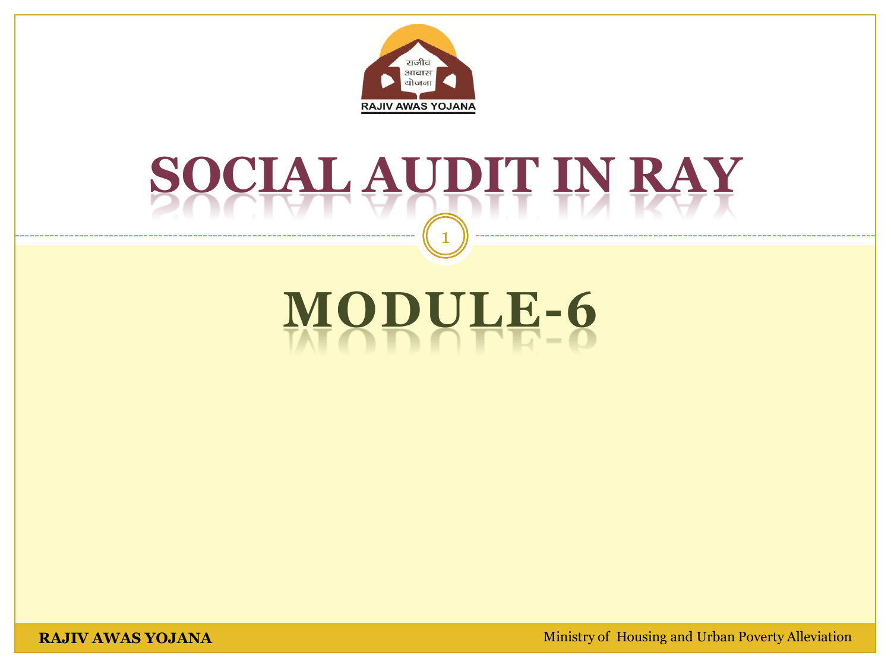राजीव
आवास
योजना

RAJIV AWAS YOJANA

# SOCIAL AUDIT IN RAY

# MODULE-6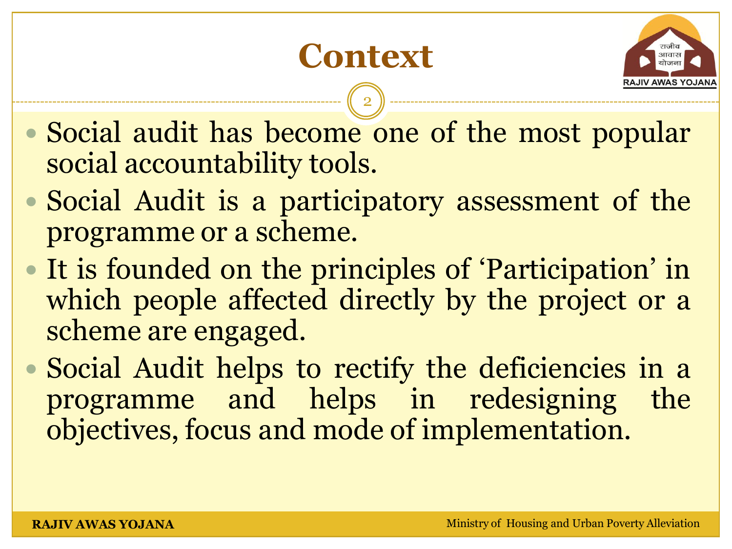# Context

- Social audit has become one of the most popular social accountability tools.
- Social Audit is a participatory assessment of the programme or a scheme.
- It is founded on the principles of 'Participation' in which people affected directly by the project or a scheme are engaged.
- Social Audit helps to rectify the deficiencies in a programme and helps in redesigning the objectives, focus and mode of implementation.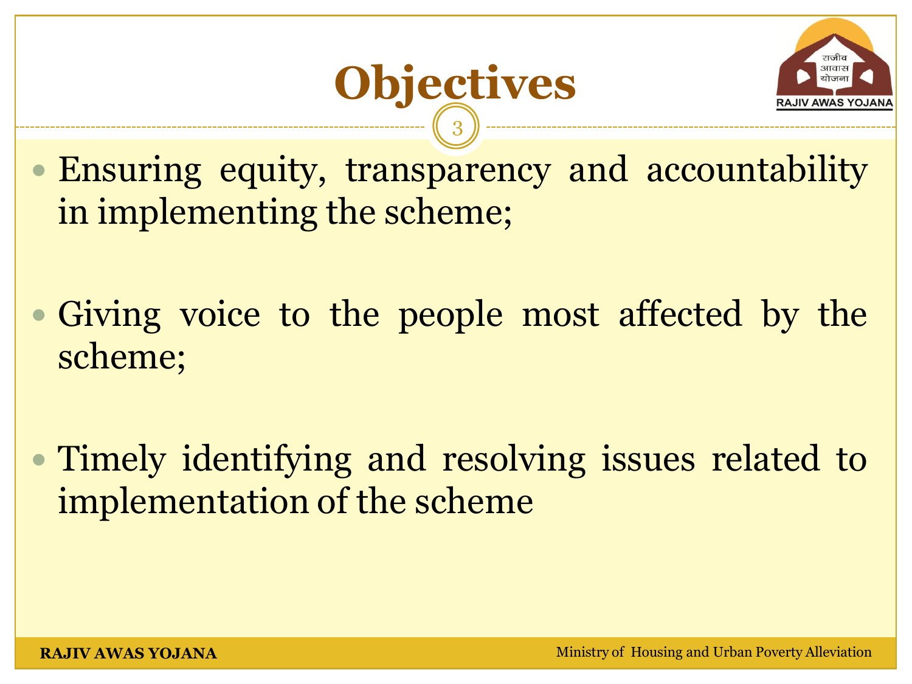# Objectives

- Ensuring equity, transparency and accountability in implementing the scheme;
- Giving voice to the people most affected by the scheme;
- Timely identifying and resolving issues related to implementation of the scheme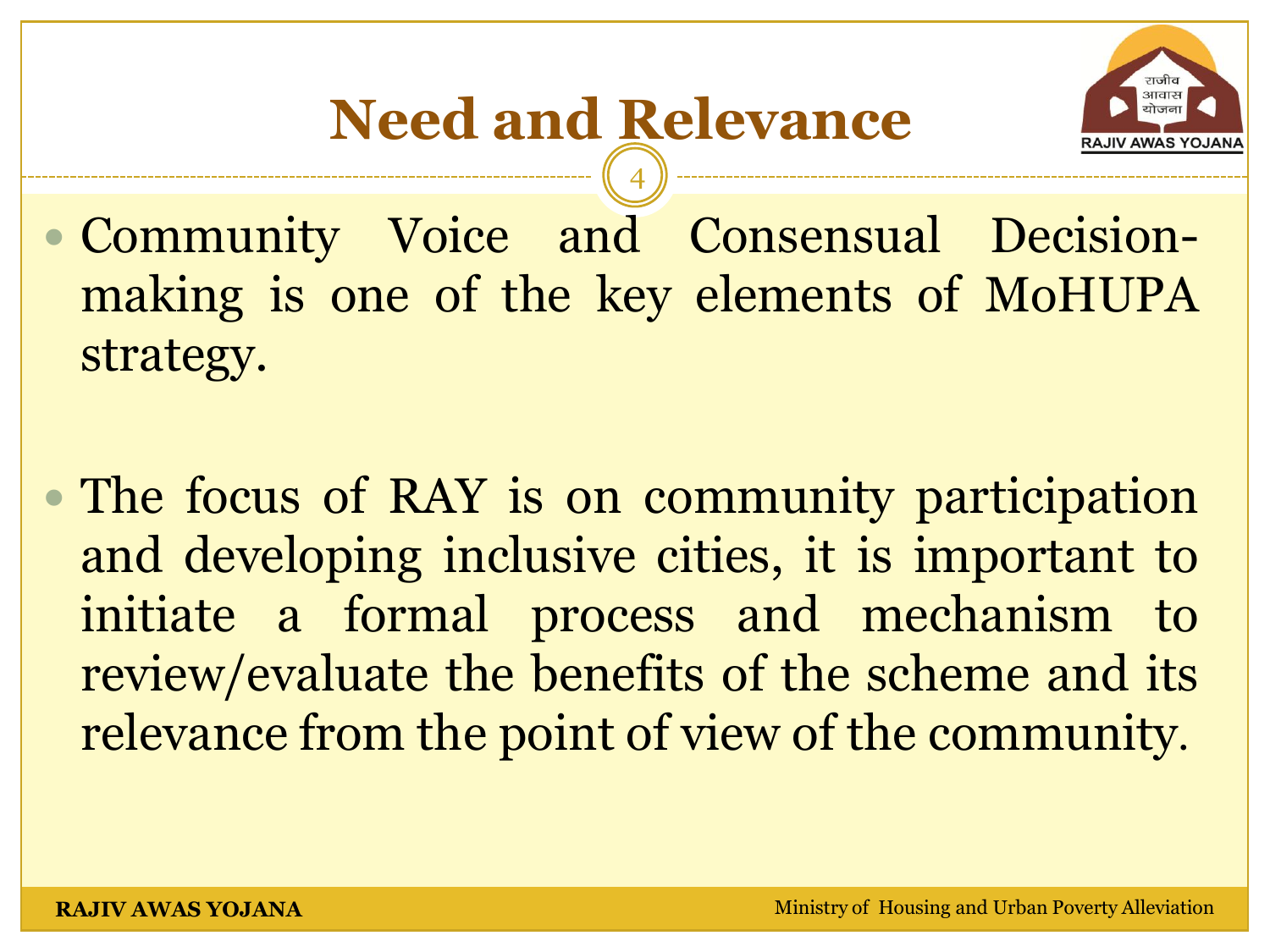# Need and Relevance

- Community Voice and Consensual Decision-making is one of the key elements of MoHUPA strategy.

- The focus of RAY is on community participation and developing inclusive cities, it is important to initiate a formal process and mechanism to review/evaluate the benefits of the scheme and its relevance from the point of view of the community.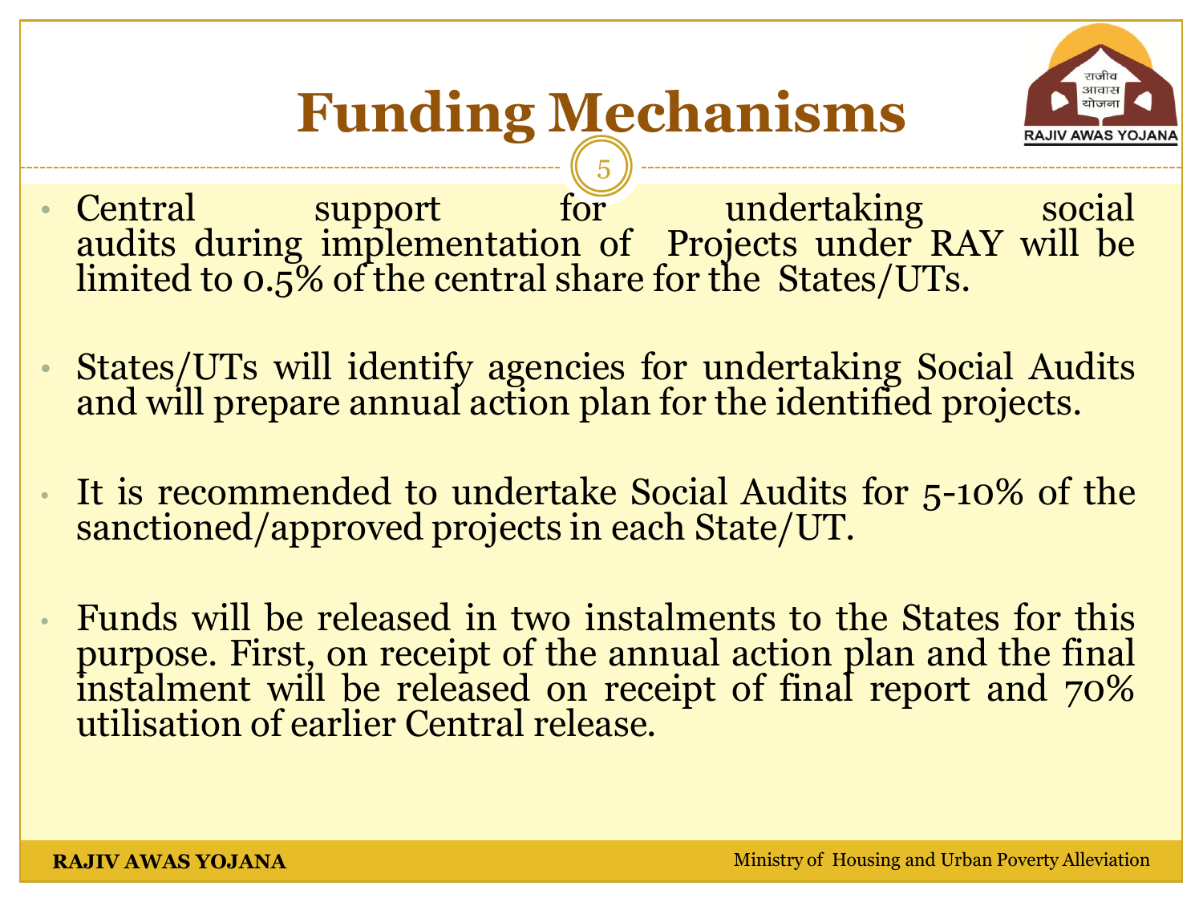# Funding Mechanisms

- Central support for undertaking social audits during implementation of Projects under RAY will be limited to 0.5% of the central share for the States/UTs.
- States/UTs will identify agencies for undertaking Social Audits and will prepare annual action plan for the identified projects.
- It is recommended to undertake Social Audits for 5-10% of the sanctioned/approved projects in each State/UT.
- Funds will be released in two instalments to the States for this purpose. First, on receipt of the annual action plan and the final instalment will be released on receipt of final report and 70% utilisation of earlier Central release.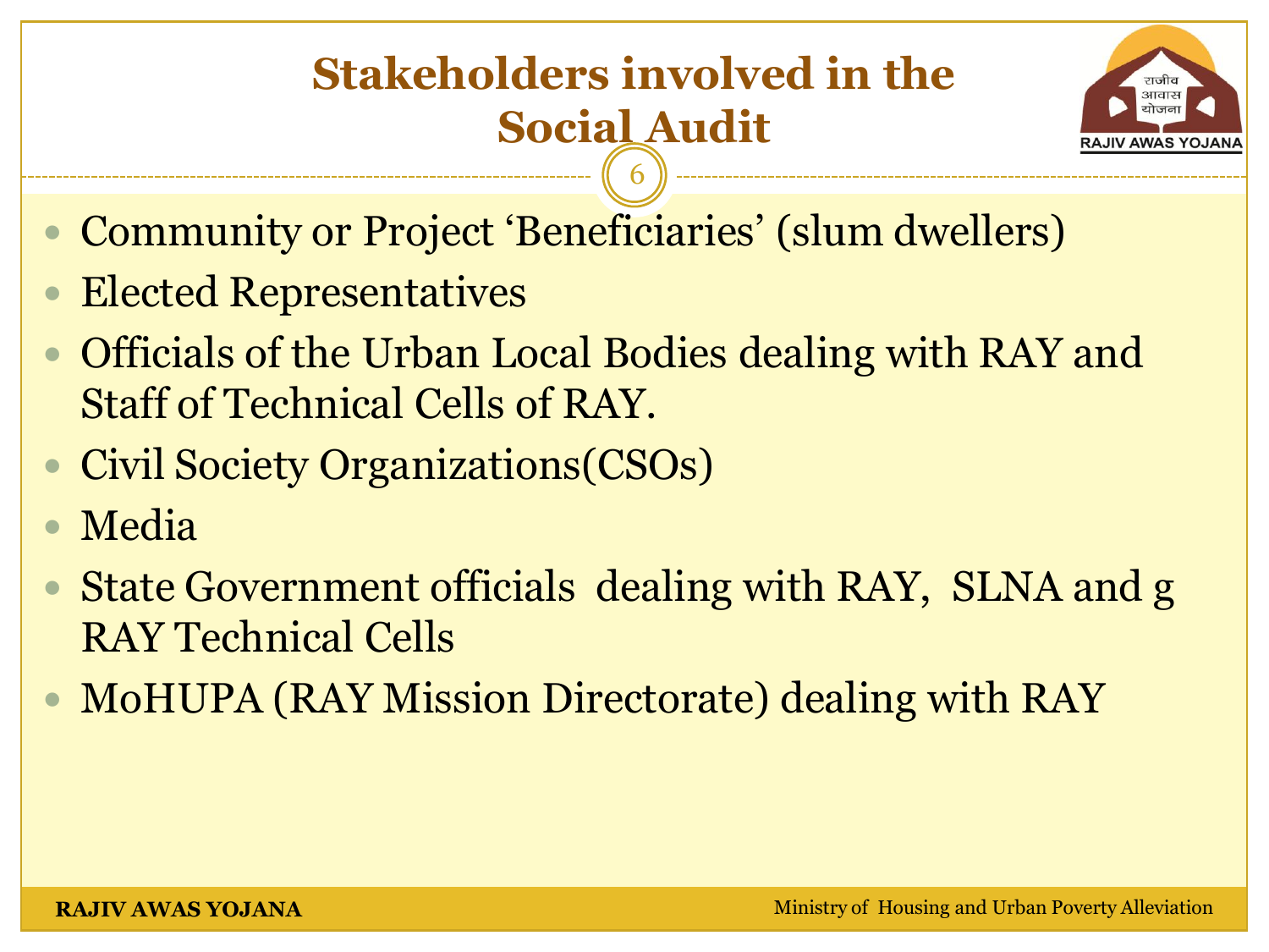# Stakeholders involved in the Social Audit

- Community or Project 'Beneficiaries' (slum dwellers)
- Elected Representatives
- Officials of the Urban Local Bodies dealing with RAY and Staff of Technical Cells of RAY.
- Civil Society Organizations(CSOs)
- Media
- State Government officials dealing with RAY, SLNA and g RAY Technical Cells
- MoHUPA (RAY Mission Directorate) dealing with RAY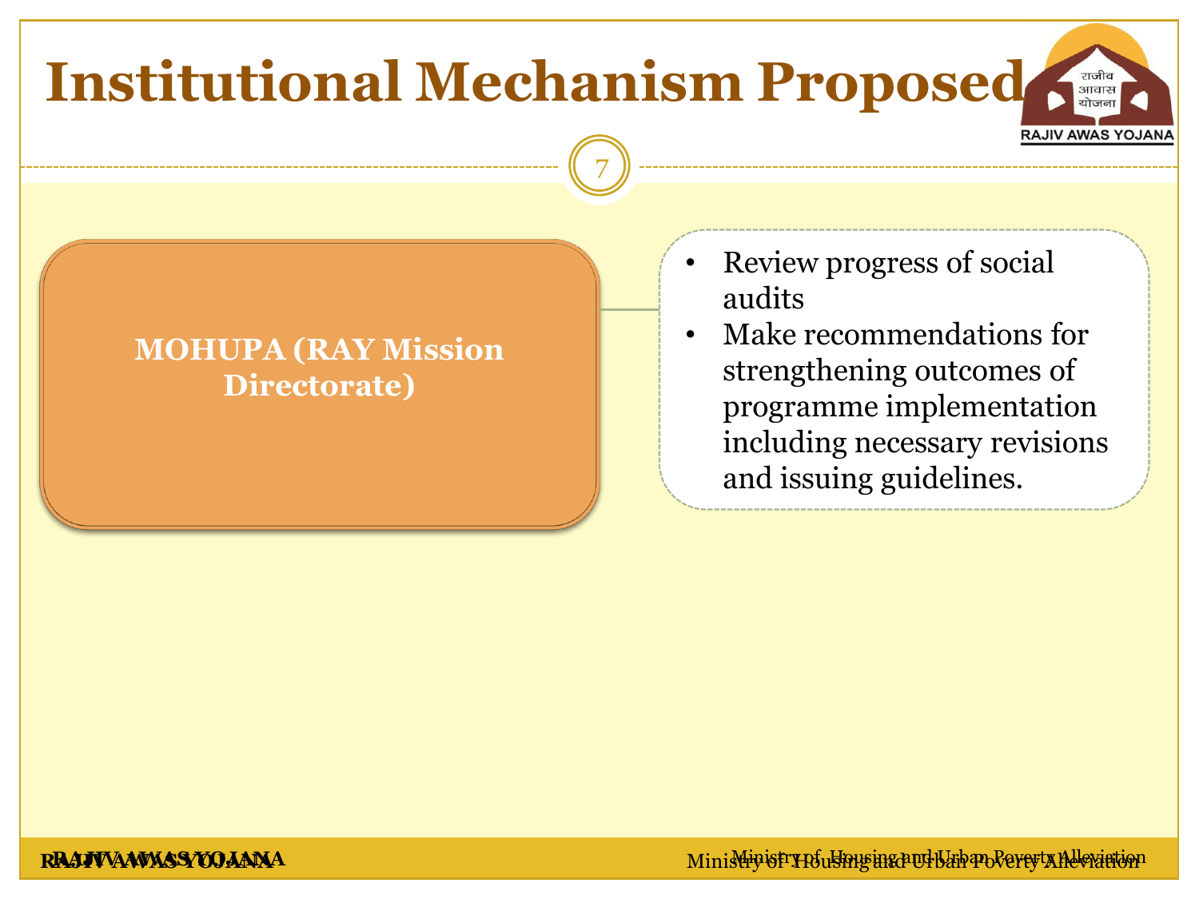# Institutional Mechanism Proposed

**MOHUPA (RAY Mission Directorate)**

- Review progress of social audits
- Make recommendations for strengthening outcomes of programme implementation including necessary revisions and issuing guidelines.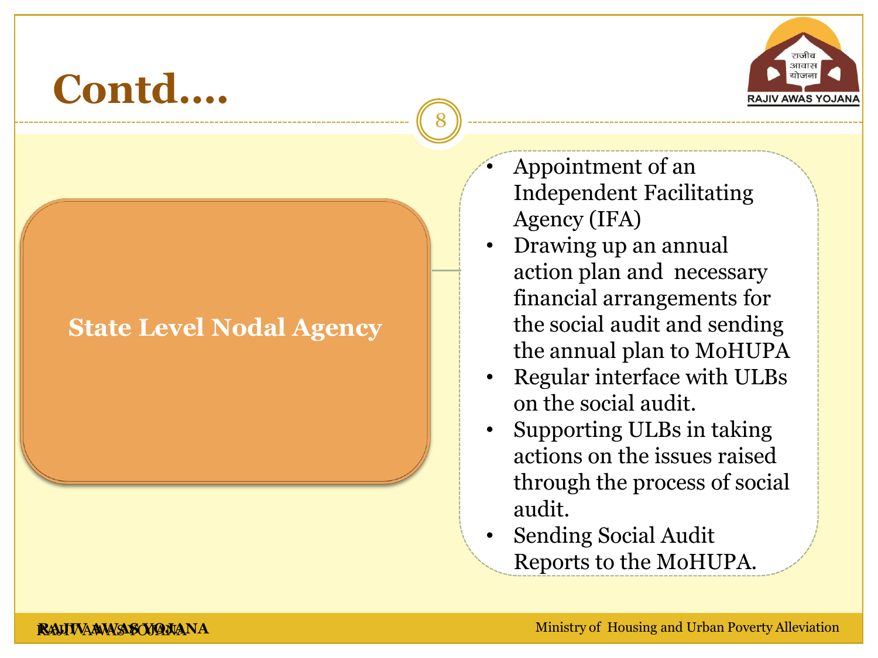# Contd….

**State Level Nodal Agency**

- Appointment of an Independent Facilitating Agency (IFA)
- Drawing up an annual action plan and necessary financial arrangements for the social audit and sending the annual plan to MoHUPA
- Regular interface with ULBs on the social audit.
- Supporting ULBs in taking actions on the issues raised through the process of social audit.
- Sending Social Audit Reports to the MoHUPA.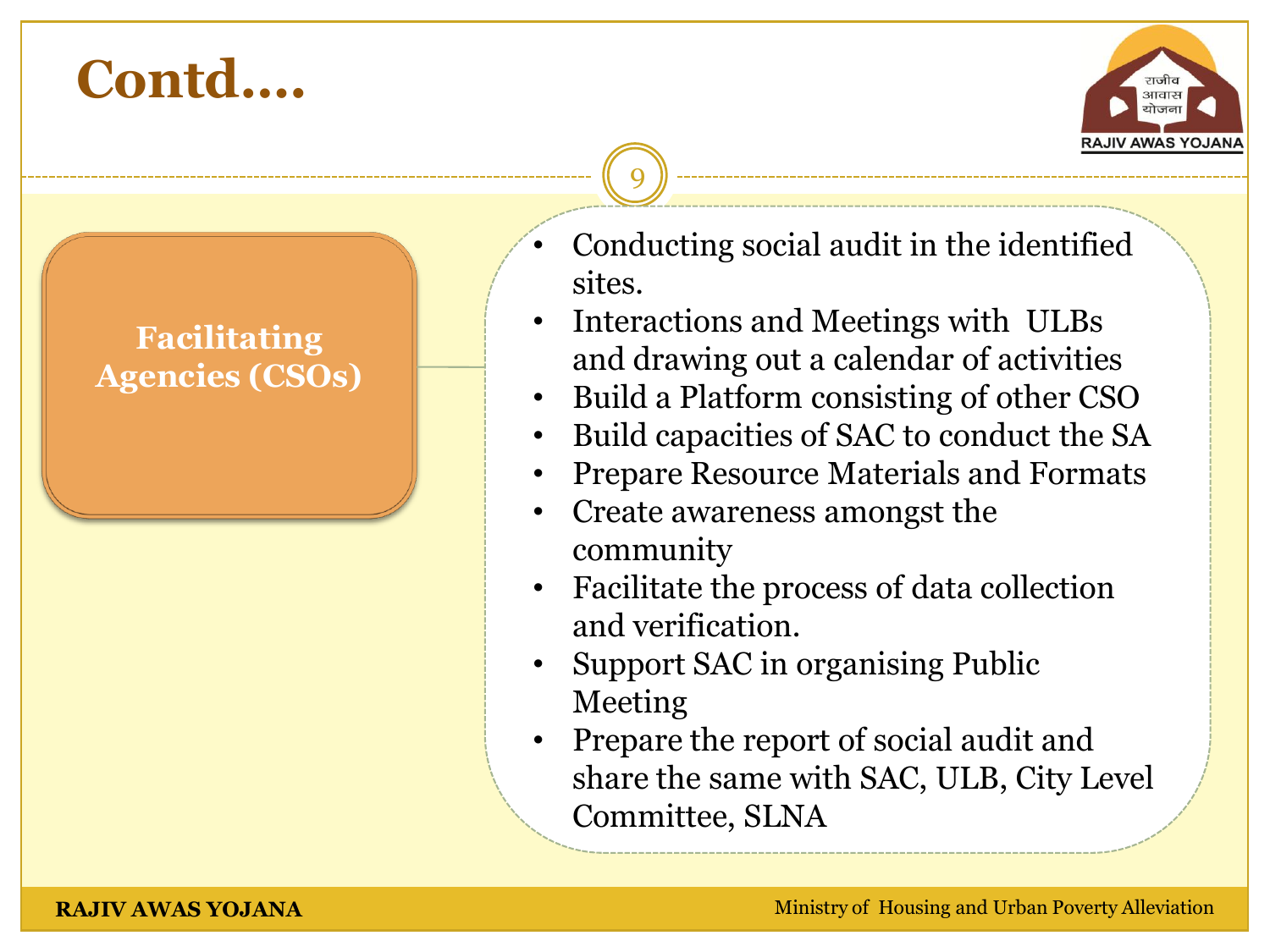# Contd….

**Facilitating Agencies (CSOs)**

- Conducting social audit in the identified sites.
- Interactions and Meetings with ULBs and drawing out a calendar of activities
- Build a Platform consisting of other CSO
- Build capacities of SAC to conduct the SA
- Prepare Resource Materials and Formats
- Create awareness amongst the community
- Facilitate the process of data collection and verification.
- Support SAC in organising Public Meeting
- Prepare the report of social audit and share the same with SAC, ULB, City Level Committee, SLNA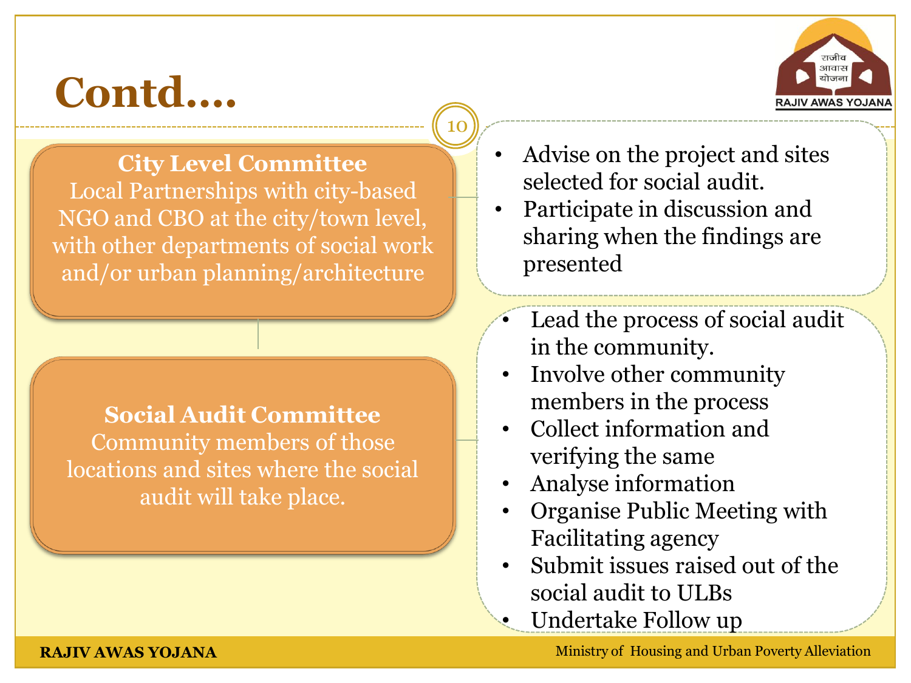# Contd….

**City Level Committee**
Local Partnerships with city-based NGO and CBO at the city/town level, with other departments of social work and/or urban planning/architecture

- Advise on the project and sites selected for social audit.
- Participate in discussion and sharing when the findings are presented

**Social Audit Committee**
Community members of those locations and sites where the social audit will take place.

- Lead the process of social audit in the community.
- Involve other community members in the process
- Collect information and verifying the same
- Analyse information
- Organise Public Meeting with Facilitating agency
- Submit issues raised out of the social audit to ULBs
- Undertake Follow up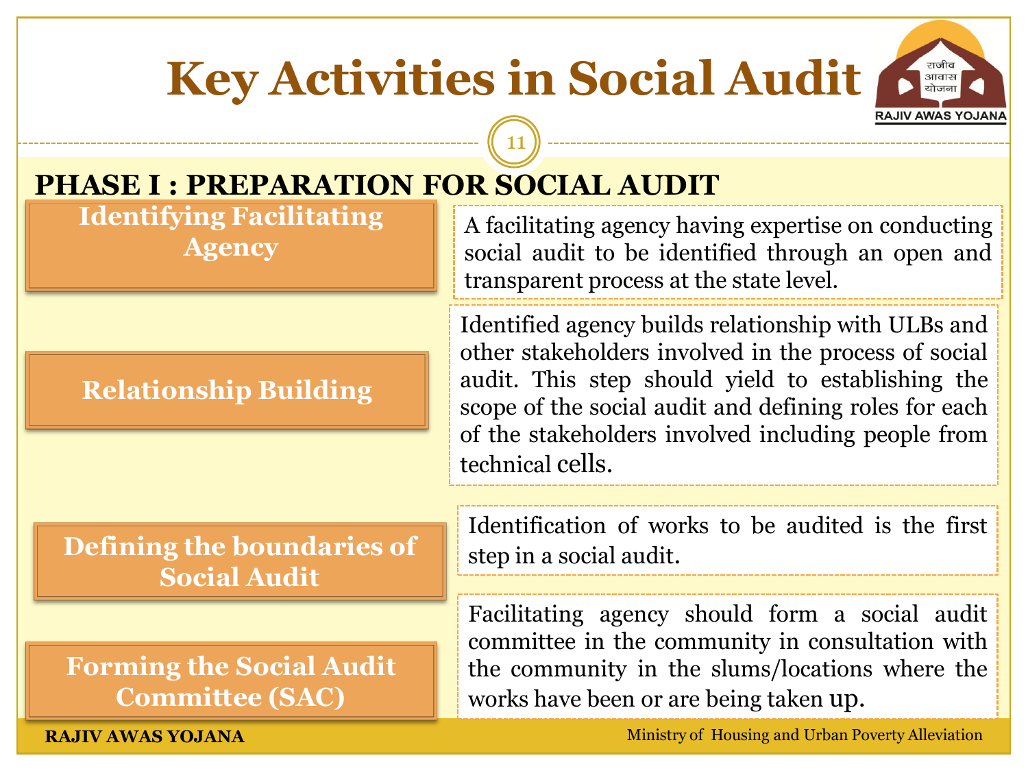# Key Activities in Social Audit

## PHASE I : PREPARATION FOR SOCIAL AUDIT

**Identifying Facilitating Agency**

A facilitating agency having expertise on conducting social audit to be identified through an open and transparent process at the state level.

**Relationship Building**

Identified agency builds relationship with ULBs and other stakeholders involved in the process of social audit. This step should yield to establishing the scope of the social audit and defining roles for each of the stakeholders involved including people from technical cells.

**Defining the boundaries of Social Audit**

Identification of works to be audited is the first step in a social audit.

**Forming the Social Audit Committee (SAC)**

Facilitating agency should form a social audit committee in the community in consultation with the community in the slums/locations where the works have been or are being taken up.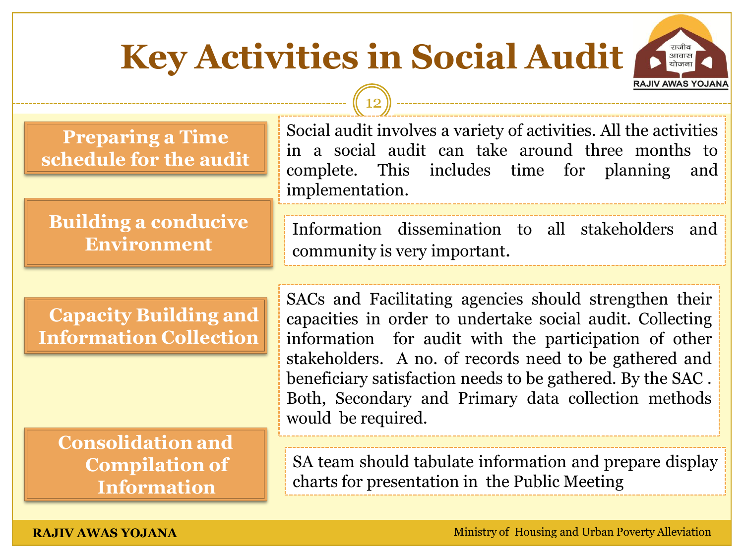# Key Activities in Social Audit

**Preparing a Time schedule for the audit**

Social audit involves a variety of activities. All the activities in a social audit can take around three months to complete. This includes time for planning and implementation.

**Building a conducive Environment**

Information dissemination to all stakeholders and community is very important.

**Capacity Building and Information Collection**

SACs and Facilitating agencies should strengthen their capacities in order to undertake social audit. Collecting information for audit with the participation of other stakeholders. A no. of records need to be gathered and beneficiary satisfaction needs to be gathered. By the SAC . Both, Secondary and Primary data collection methods would be required.

**Consolidation and Compilation of Information**

SA team should tabulate information and prepare display charts for presentation in the Public Meeting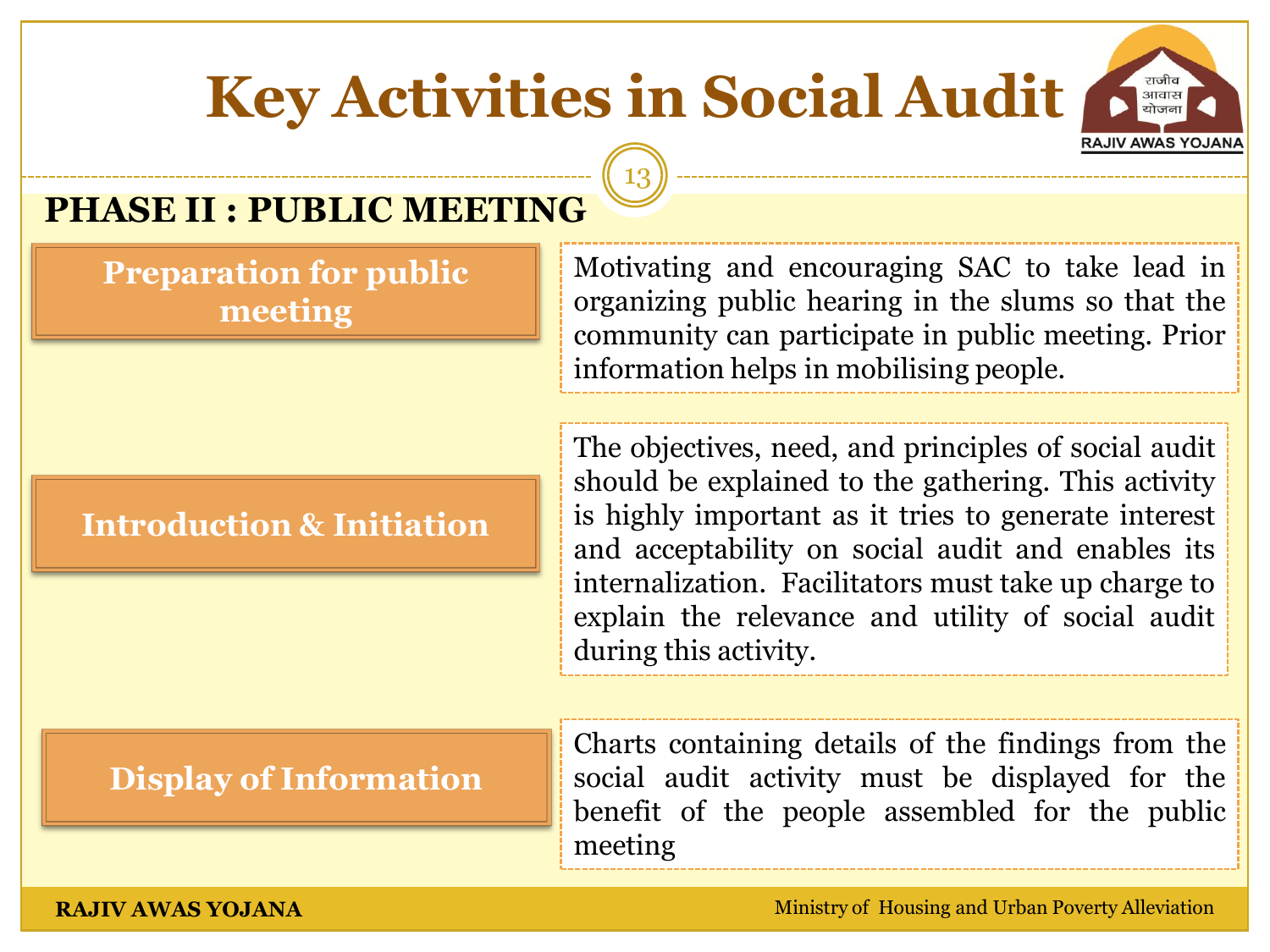# Key Activities in Social Audit

## PHASE II : PUBLIC MEETING

| Activity | Description |
| --- | --- |
| **Preparation for public meeting** | Motivating and encouraging SAC to take lead in organizing public hearing in the slums so that the community can participate in public meeting. Prior information helps in mobilising people. |
| **Introduction & Initiation** | The objectives, need, and principles of social audit should be explained to the gathering. This activity is highly important as it tries to generate interest and acceptability on social audit and enables its internalization. Facilitators must take up charge to explain the relevance and utility of social audit during this activity. |
| **Display of Information** | Charts containing details of the findings from the social audit activity must be displayed for the benefit of the people assembled for the public meeting |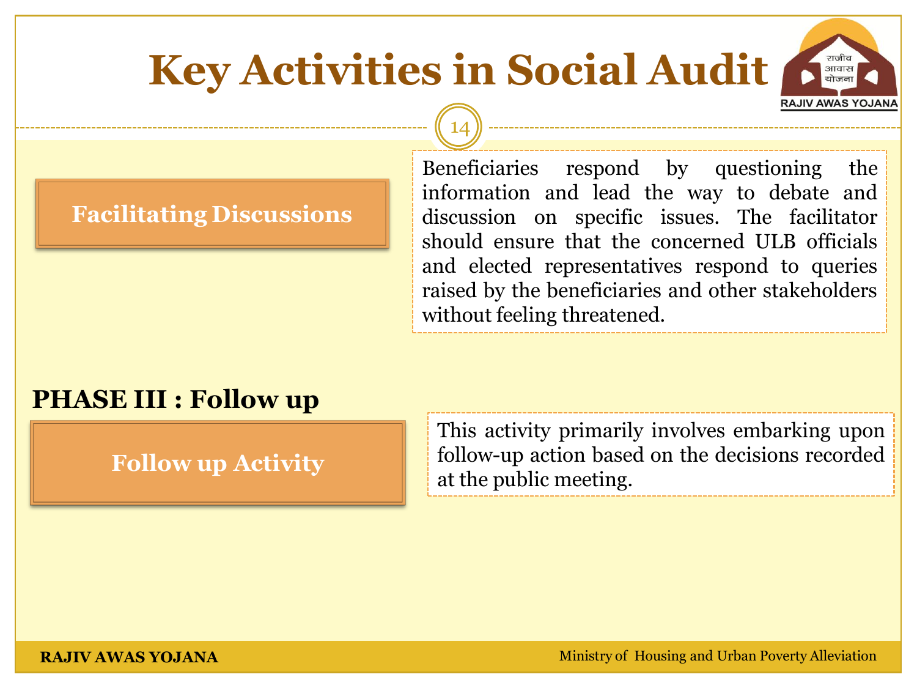# Key Activities in Social Audit

**Facilitating Discussions**

Beneficiaries respond by questioning the information and lead the way to debate and discussion on specific issues. The facilitator should ensure that the concerned ULB officials and elected representatives respond to queries raised by the beneficiaries and other stakeholders without feeling threatened.

## PHASE III : Follow up

**Follow up Activity**

This activity primarily involves embarking upon follow-up action based on the decisions recorded at the public meeting.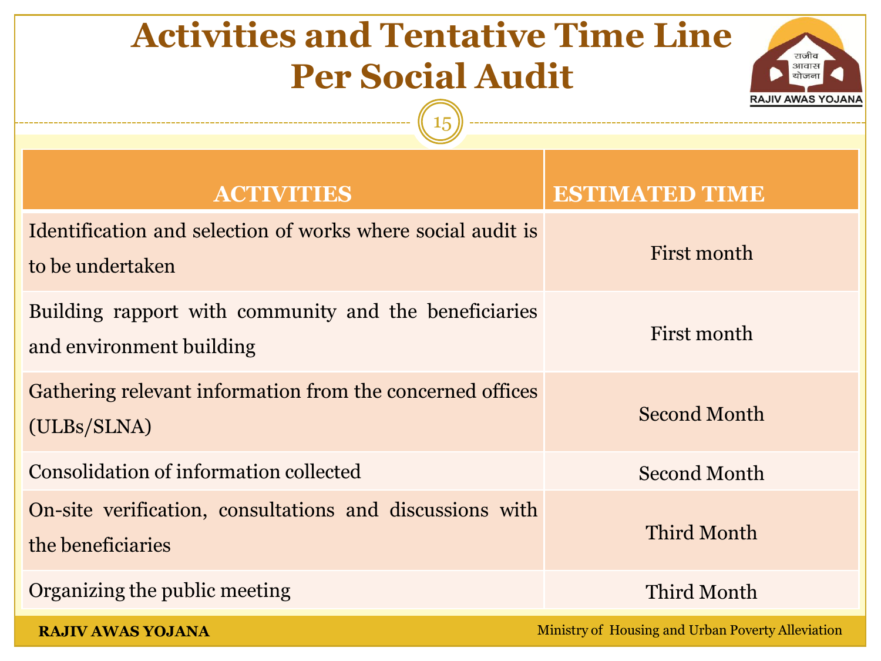# Activities and Tentative Time Line Per Social Audit

| ACTIVITIES | ESTIMATED TIME |
| --- | --- |
| Identification and selection of works where social audit is to be undertaken | First month |
| Building rapport with community and the beneficiaries and environment building | First month |
| Gathering relevant information from the concerned offices (ULBs/SLNA) | Second Month |
| Consolidation of information collected | Second Month |
| On-site verification, consultations and discussions with the beneficiaries | Third Month |
| Organizing the public meeting | Third Month |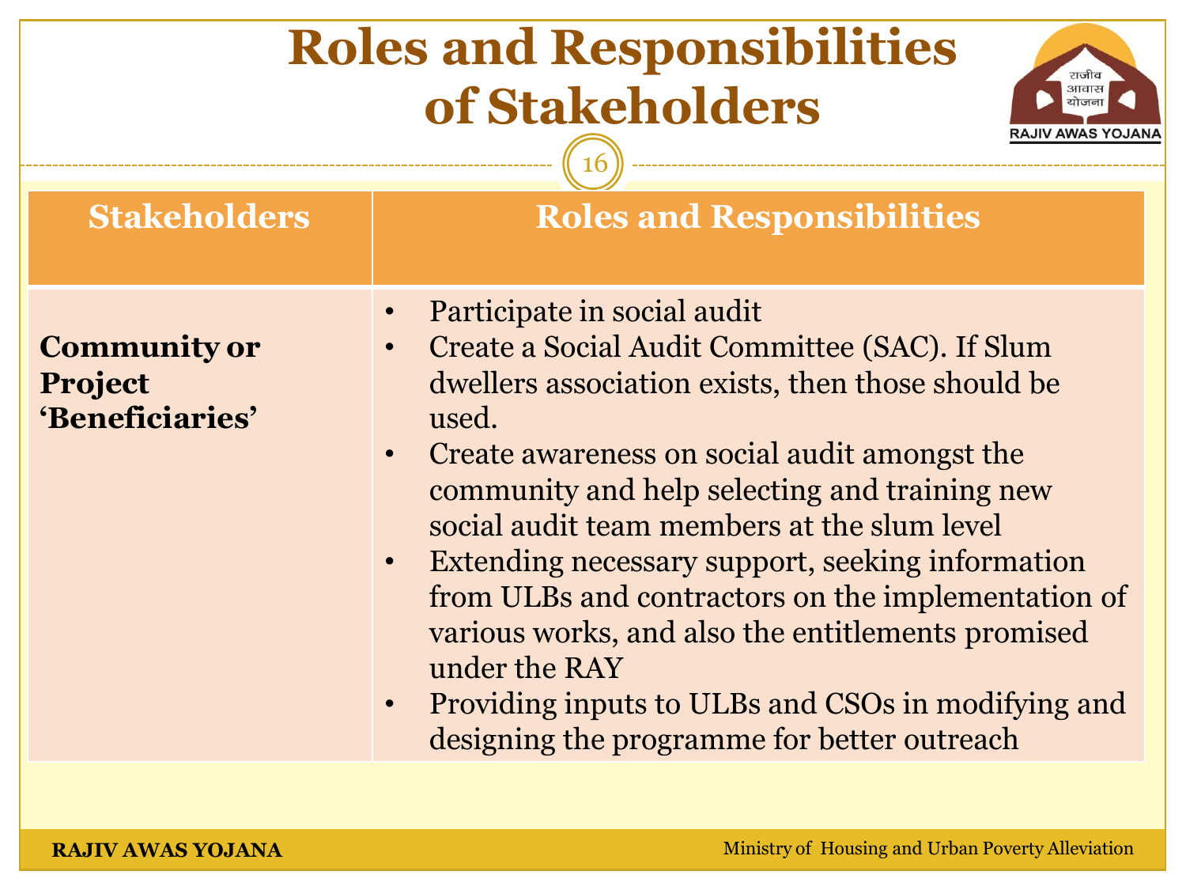# Roles and Responsibilities of Stakeholders

| Stakeholders | Roles and Responsibilities |
|---|---|
| **Community or Project 'Beneficiaries'** | • Participate in social audit<br>• Create a Social Audit Committee (SAC). If Slum dwellers association exists, then those should be used.<br>• Create awareness on social audit amongst the community and help selecting and training new social audit team members at the slum level<br>• Extending necessary support, seeking information from ULBs and contractors on the implementation of various works, and also the entitlements promised under the RAY<br>• Providing inputs to ULBs and CSOs in modifying and designing the programme for better outreach |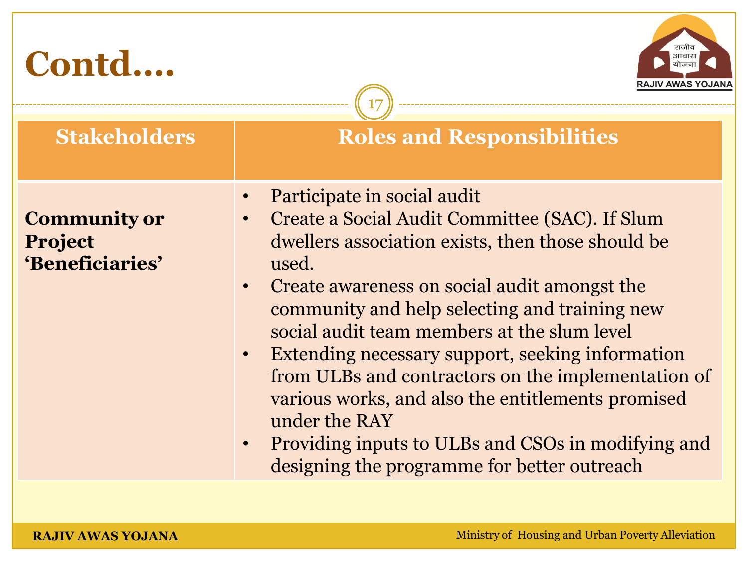# Contd….

| Stakeholders | Roles and Responsibilities |
| --- | --- |
| **Community or Project 'Beneficiaries'** | • Participate in social audit<br>• Create a Social Audit Committee (SAC). If Slum dwellers association exists, then those should be used.<br>• Create awareness on social audit amongst the community and help selecting and training new social audit team members at the slum level<br>• Extending necessary support, seeking information from ULBs and contractors on the implementation of various works, and also the entitlements promised under the RAY<br>• Providing inputs to ULBs and CSOs in modifying and designing the programme for better outreach |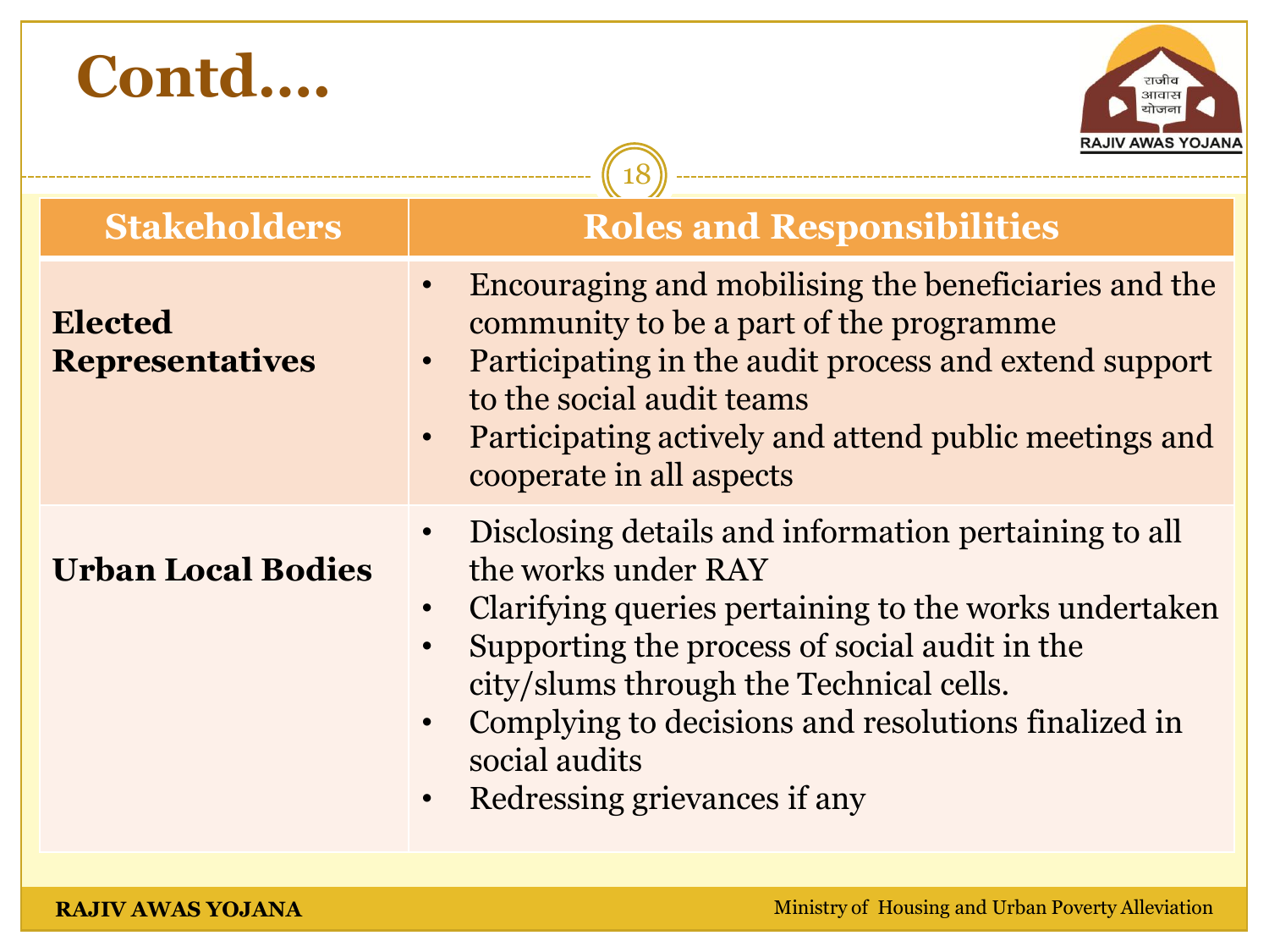# Contd….

| Stakeholders | Roles and Responsibilities |
|---|---|
| **Elected Representatives** | • Encouraging and mobilising the beneficiaries and the community to be a part of the programme<br>• Participating in the audit process and extend support to the social audit teams<br>• Participating actively and attend public meetings and cooperate in all aspects |
| **Urban Local Bodies** | • Disclosing details and information pertaining to all the works under RAY<br>• Clarifying queries pertaining to the works undertaken<br>• Supporting the process of social audit in the city/slums through the Technical cells.<br>• Complying to decisions and resolutions finalized in social audits<br>• Redressing grievances if any |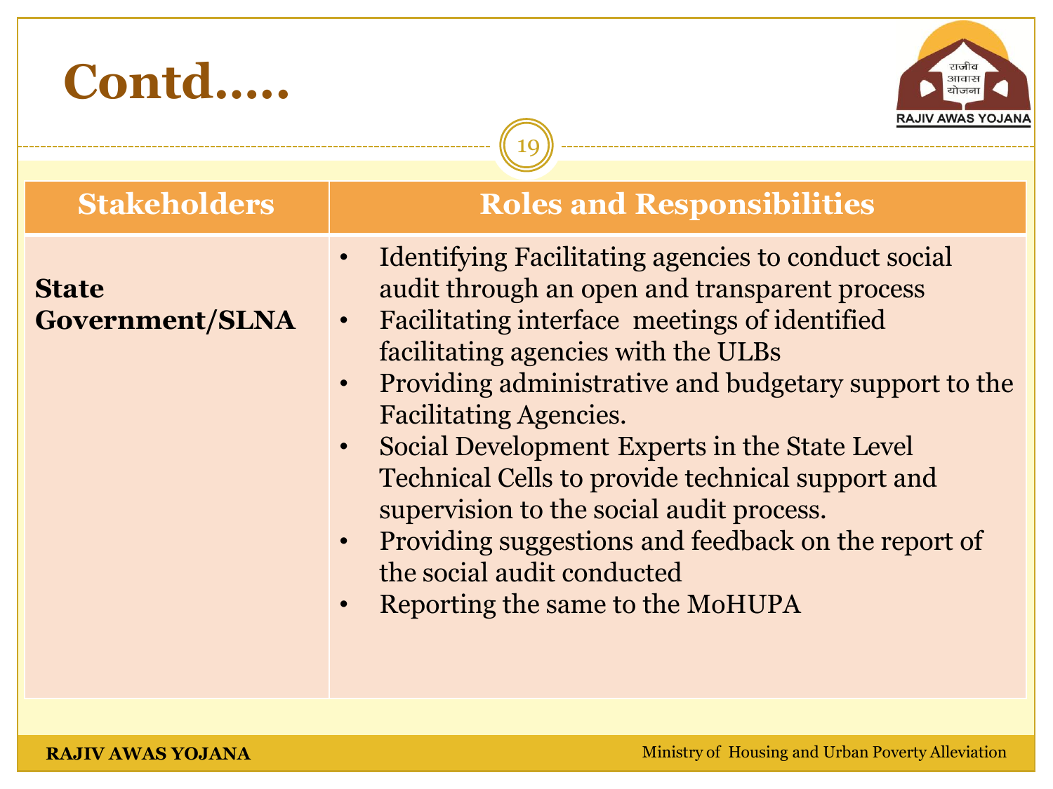# Contd.....

| Stakeholders | Roles and Responsibilities |
|---|---|
| **State Government/SLNA** | • Identifying Facilitating agencies to conduct social audit through an open and transparent process<br>• Facilitating interface meetings of identified facilitating agencies with the ULBs<br>• Providing administrative and budgetary support to the Facilitating Agencies.<br>• Social Development Experts in the State Level Technical Cells to provide technical support and supervision to the social audit process.<br>• Providing suggestions and feedback on the report of the social audit conducted<br>• Reporting the same to the MoHUPA |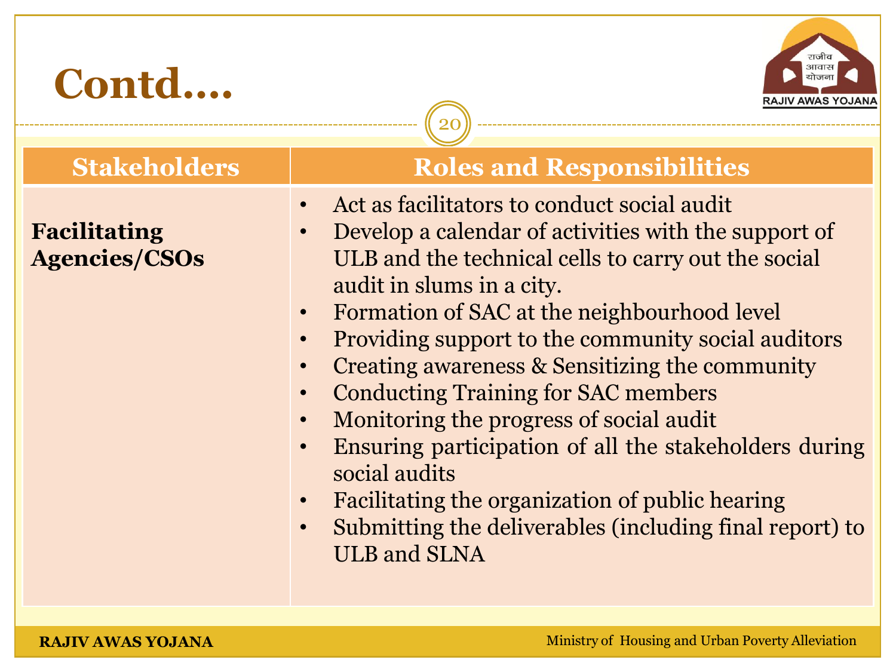# Contd….

| Stakeholders | Roles and Responsibilities |
|---|---|
| **Facilitating Agencies/CSOs** | • Act as facilitators to conduct social audit<br>• Develop a calendar of activities with the support of ULB and the technical cells to carry out the social audit in slums in a city.<br>• Formation of SAC at the neighbourhood level<br>• Providing support to the community social auditors<br>• Creating awareness & Sensitizing the community<br>• Conducting Training for SAC members<br>• Monitoring the progress of social audit<br>• Ensuring participation of all the stakeholders during social audits<br>• Facilitating the organization of public hearing<br>• Submitting the deliverables (including final report) to ULB and SLNA |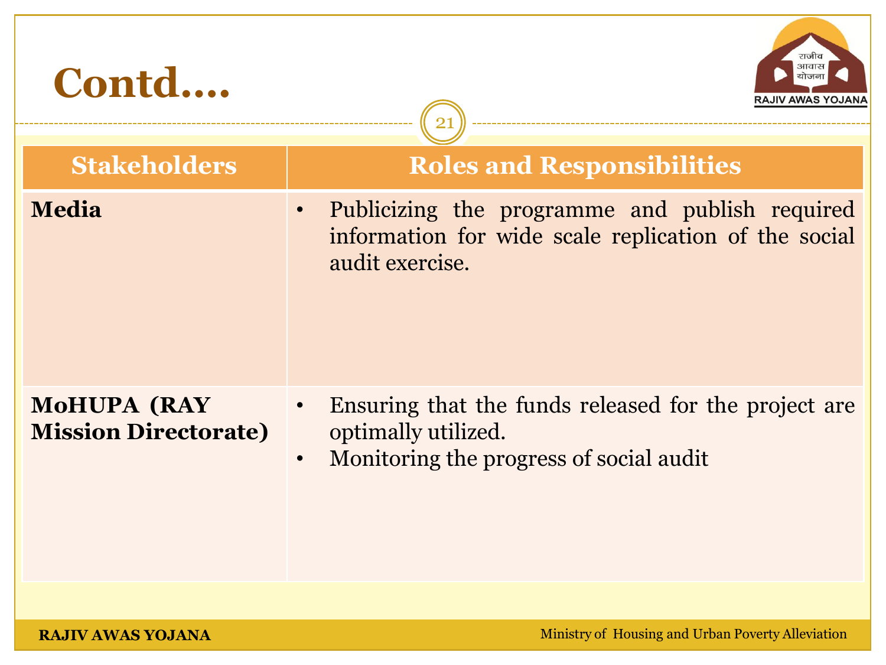# Contd….

| Stakeholders | Roles and Responsibilities |
|---|---|
| **Media** | • Publicizing the programme and publish required information for wide scale replication of the social audit exercise. |
| **MoHUPA (RAY Mission Directorate)** | • Ensuring that the funds released for the project are optimally utilized.<br>• Monitoring the progress of social audit |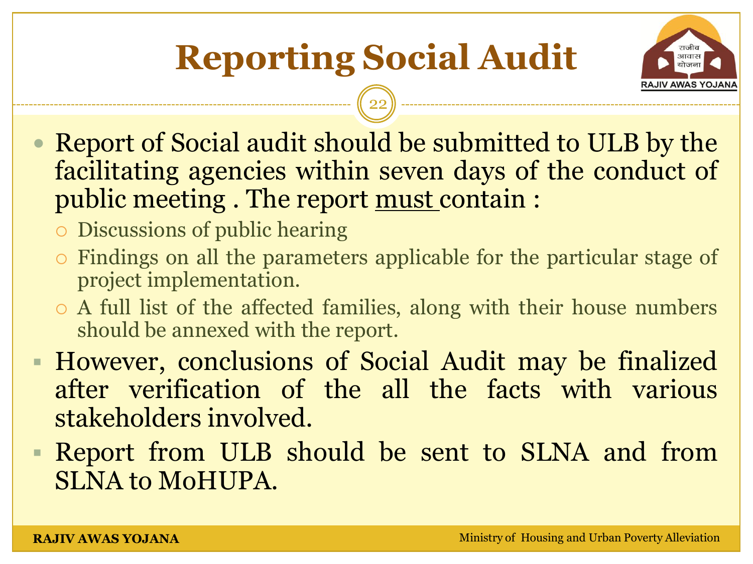# Reporting Social Audit

- Report of Social audit should be submitted to ULB by the facilitating agencies within seven days of the conduct of public meeting . The report <u>must</u> contain :
  - Discussions of public hearing
  - Findings on all the parameters applicable for the particular stage of project implementation.
  - A full list of the affected families, along with their house numbers should be annexed with the report.
- However, conclusions of Social Audit may be finalized after verification of the all the facts with various stakeholders involved.
- Report from ULB should be sent to SLNA and from SLNA to MoHUPA.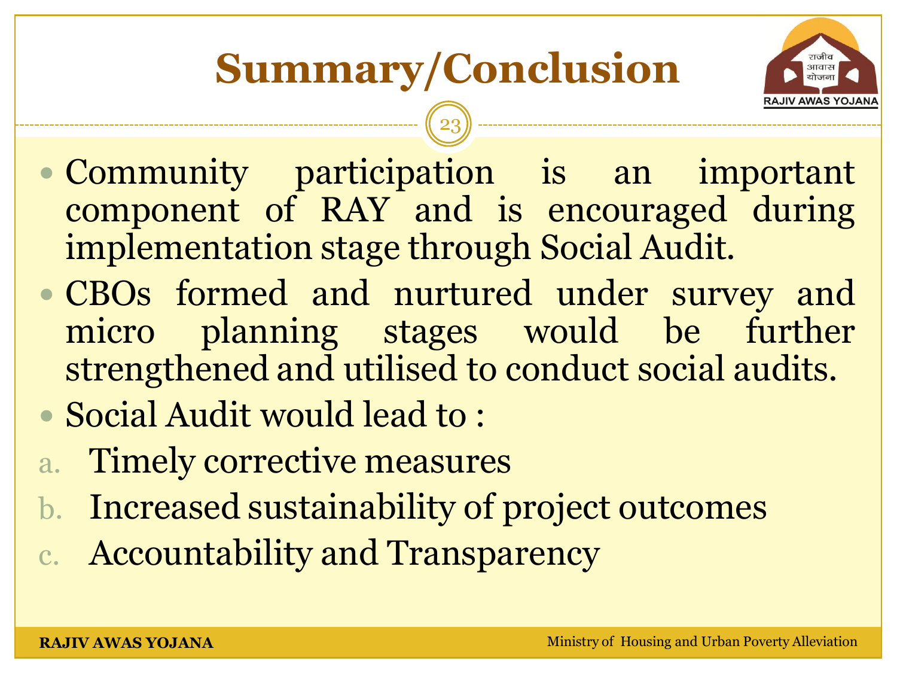# Summary/Conclusion

- Community participation is an important component of RAY and is encouraged during implementation stage through Social Audit.
- CBOs formed and nurtured under survey and micro planning stages would be further strengthened and utilised to conduct social audits.
- Social Audit would lead to :

a. Timely corrective measures
b. Increased sustainability of project outcomes
c. Accountability and Transparency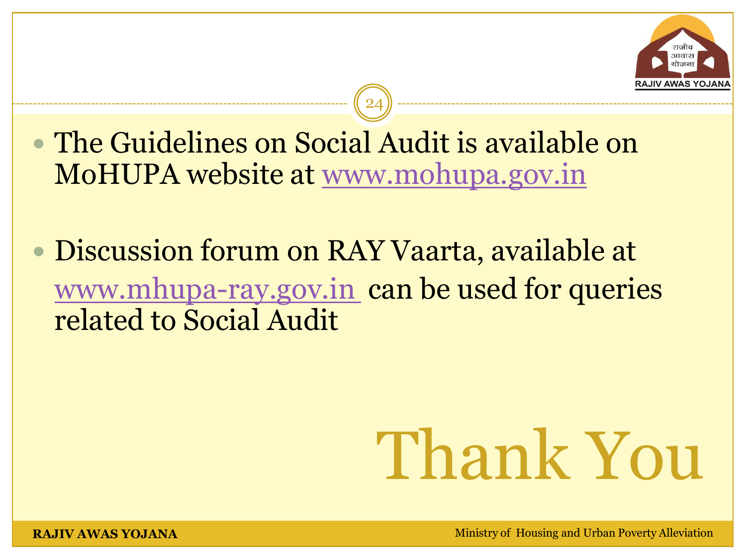- The Guidelines on Social Audit is available on MoHUPA website at www.mohupa.gov.in

- Discussion forum on RAY Vaarta, available at www.mhupa-ray.gov.in can be used for queries related to Social Audit

# Thank You